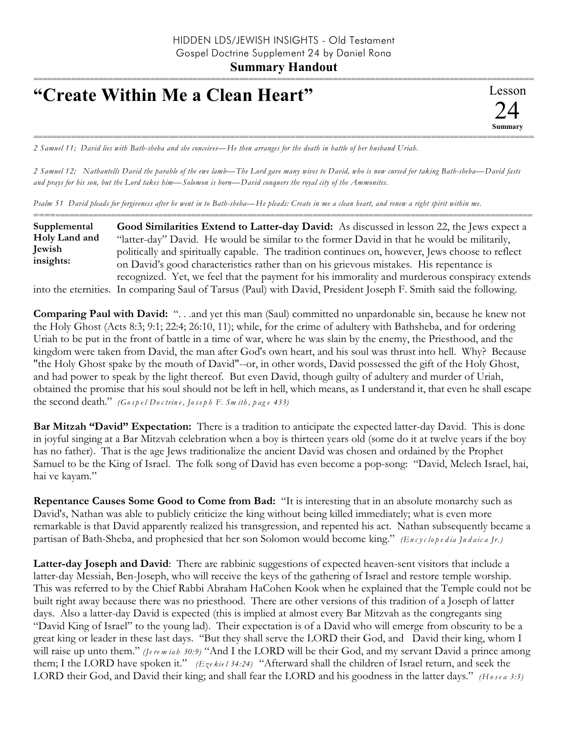HIDDEN LDS/JEWISH INSIGHTS - Old Testament
Gospel Doctrine Supplement 24 by Daniel Rona

**Summary Handout**

# "Create Within Me a Clean Heart"

Lesson 24 Summary

*2 Samuel 11; David lies with Bath-sheba and she conceives—He then arranges for the death in battle of her husband Uriah.*

*2 Samuel 12; Nathantells David the parable of the ewe lamb—The Lord gave many wives to David, who is now cursed for taking Bath-sheba—David fasts and prays for his son, but the Lord takes him—Solomon is born—David conquers the royal city of the Ammonites.*

*Psalm 51 David pleads for forgiveness after he went in to Bath-sheba—He pleads: Create in me a clean heart, and renew a right spirit within me.*

**Supplemental Holy Land and Jewish insights:**

**Good Similarities Extend to Latter-day David:** As discussed in lesson 22, the Jews expect a "latter-day" David. He would be similar to the former David in that he would be militarily, politically and spiritually capable. The tradition continues on, however, Jews choose to reflect on David's good characteristics rather than on his grievous mistakes. His repentance is recognized. Yet, we feel that the payment for his immorality and murderous conspiracy extends into the eternities. In comparing Saul of Tarsus (Paul) with David, President Joseph F. Smith said the following.

**Comparing Paul with David:** ". . .and yet this man (Saul) committed no unpardonable sin, because he knew not the Holy Ghost (Acts 8:3; 9:1; 22:4; 26:10, 11); while, for the crime of adultery with Bathsheba, and for ordering Uriah to be put in the front of battle in a time of war, where he was slain by the enemy, the Priesthood, and the kingdom were taken from David, the man after God's own heart, and his soul was thrust into hell. Why? Because "the Holy Ghost spake by the mouth of David"--or, in other words, David possessed the gift of the Holy Ghost, and had power to speak by the light thereof. But even David, though guilty of adultery and murder of Uriah, obtained the promise that his soul should not be left in hell, which means, as I understand it, that even he shall escape the second death." *(Gospel Doctrine, Joseph F. Smith, page 433)*

**Bar Mitzah "David" Expectation:** There is a tradition to anticipate the expected latter-day David. This is done in joyful singing at a Bar Mitzvah celebration when a boy is thirteen years old (some do it at twelve years if the boy has no father). That is the age Jews traditionalize the ancient David was chosen and ordained by the Prophet Samuel to be the King of Israel. The folk song of David has even become a pop-song: "David, Melech Israel, hai, hai ve kayam."

**Repentance Causes Some Good to Come from Bad:** "It is interesting that in an absolute monarchy such as David's, Nathan was able to publicly criticize the king without being killed immediately; what is even more remarkable is that David apparently realized his transgression, and repented his act. Nathan subsequently became a partisan of Bath-Sheba, and prophesied that her son Solomon would become king." *(Encyclopedia Judaica Jr.)*

**Latter-day Joseph and David**: There are rabbinic suggestions of expected heaven-sent visitors that include a latter-day Messiah, Ben-Joseph, who will receive the keys of the gathering of Israel and restore temple worship. This was referred to by the Chief Rabbi Abraham HaCohen Kook when he explained that the Temple could not be built right away because there was no priesthood. There are other versions of this tradition of a Joseph of latter days. Also a latter-day David is expected (this is implied at almost every Bar Mitzvah as the congregants sing "David King of Israel" to the young lad). Their expectation is of a David who will emerge from obscurity to be a great king or leader in these last days. "But they shall serve the LORD their God, and David their king, whom I will raise up unto them." *(Jeremiah 30:9)* "And I the LORD will be their God, and my servant David a prince among them; I the LORD have spoken it." *(Ezekiel 34:24)* "Afterward shall the children of Israel return, and seek the LORD their God, and David their king; and shall fear the LORD and his goodness in the latter days." *(Hosea 3:5)*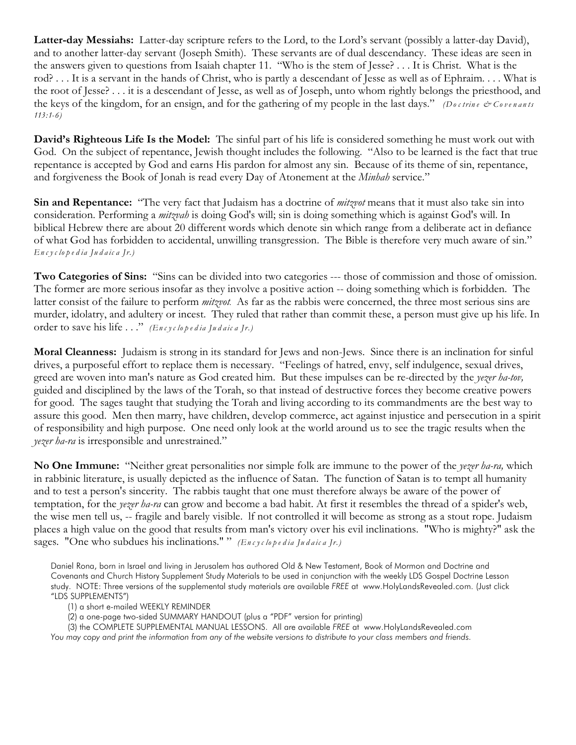**Latter-day Messiahs:** Latter-day scripture refers to the Lord, to the Lord's servant (possibly a latter-day David), and to another latter-day servant (Joseph Smith). These servants are of dual descendancy. These ideas are seen in the answers given to questions from Isaiah chapter 11. "Who is the stem of Jesse? . . . It is Christ. What is the rod? . . . It is a servant in the hands of Christ, who is partly a descendant of Jesse as well as of Ephraim. . . . What is the root of Jesse? . . . it is a descendant of Jesse, as well as of Joseph, unto whom rightly belongs the priesthood, and the keys of the kingdom, for an ensign, and for the gathering of my people in the last days." *(Doctrine & Covenants 113:1-6)*

**David's Righteous Life Is the Model:** The sinful part of his life is considered something he must work out with God. On the subject of repentance, Jewish thought includes the following. "Also to be learned is the fact that true repentance is accepted by God and earns His pardon for almost any sin. Because of its theme of sin, repentance, and forgiveness the Book of Jonah is read every Day of Atonement at the *Minhah* service."

**Sin and Repentance:** "The very fact that Judaism has a doctrine of *mitzvot* means that it must also take sin into consideration. Performing a *mitzvah* is doing God's will; sin is doing something which is against God's will. In biblical Hebrew there are about 20 different words which denote sin which range from a deliberate act in defiance of what God has forbidden to accidental, unwilling transgression. The Bible is therefore very much aware of sin." *Encyclopedia Judaica Jr.)*

**Two Categories of Sins:** "Sins can be divided into two categories --- those of commission and those of omission. The former are more serious insofar as they involve a positive action -- doing something which is forbidden. The latter consist of the failure to perform *mitzvot.* As far as the rabbis were concerned, the three most serious sins are murder, idolatry, and adultery or incest. They ruled that rather than commit these, a person must give up his life. In order to save his life . . ." *(Encyclopedia Judaica Jr.)*

**Moral Cleanness:** Judaism is strong in its standard for Jews and non-Jews. Since there is an inclination for sinful drives, a purposeful effort to replace them is necessary. "Feelings of hatred, envy, self indulgence, sexual drives, greed are woven into man's nature as God created him. But these impulses can be re-directed by the *yezer ha-tov,* guided and disciplined by the laws of the Torah, so that instead of destructive forces they become creative powers for good. The sages taught that studying the Torah and living according to its commandments are the best way to assure this good. Men then marry, have children, develop commerce, act against injustice and persecution in a spirit of responsibility and high purpose. One need only look at the world around us to see the tragic results when the *yezer ha-ra* is irresponsible and unrestrained."

**No One Immune:** "Neither great personalities nor simple folk are immune to the power of the *yezer ha-ra,* which in rabbinic literature, is usually depicted as the influence of Satan. The function of Satan is to tempt all humanity and to test a person's sincerity. The rabbis taught that one must therefore always be aware of the power of temptation, for the *yezer ha-ra* can grow and become a bad habit. At first it resembles the thread of a spider's web, the wise men tell us, -- fragile and barely visible. If not controlled it will become as strong as a stout rope. Judaism places a high value on the good that results from man's victory over his evil inclinations. "Who is mighty?" ask the sages. "One who subdues his inclinations." " *(Encyclopedia Judaica Jr.)*

Daniel Rona, born in Israel and living in Jerusalem has authored Old & New Testament, Book of Mormon and Doctrine and Covenants and Church History Supplement Study Materials to be used in conjunction with the weekly LDS Gospel Doctrine Lesson study. NOTE: Three versions of the supplemental study materials are available *FREE* at www.HolyLandsRevealed.com. (Just click "LDS SUPPLEMENTS")

(1) a short e-mailed WEEKLY REMINDER
(2) a one-page two-sided SUMMARY HANDOUT (plus a "PDF" version for printing)
(3) the COMPLETE SUPPLEMENTAL MANUAL LESSONS. All are available *FREE* at www.HolyLandsRevealed.com

*You may copy and print the information from any of the website versions to distribute to your class members and friends.*